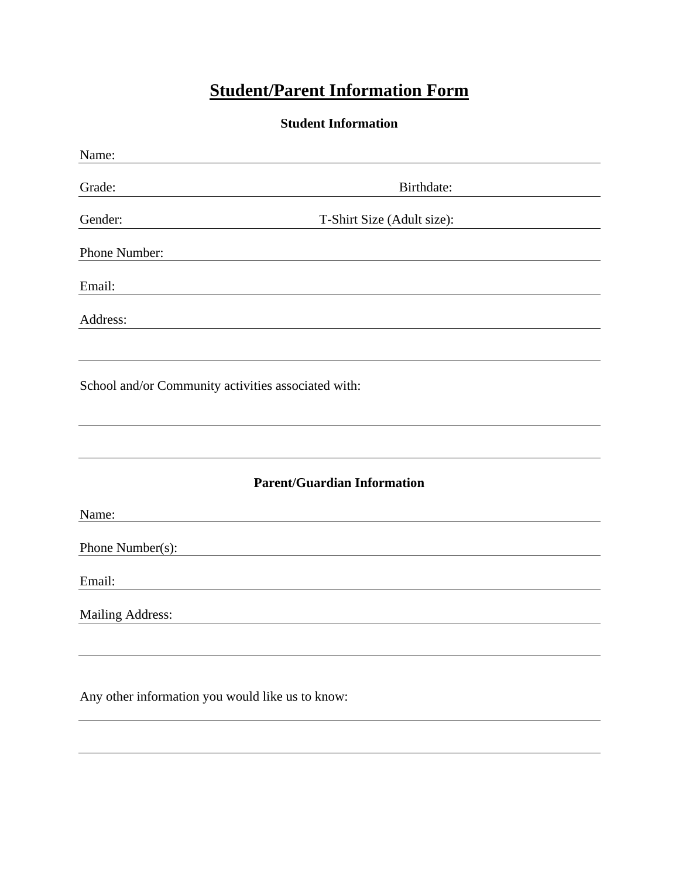# Student/Parent Information Form

### Student Information

Name: \_\_\_\_\_\_\_\_\_\_\_\_\_\_\_\_\_\_\_\_\_\_\_\_\_\_\_\_\_\_\_\_\_\_\_\_\_\_\_\_

Grade: \_\_\_\_\_\_\_\_\_\_\_\_\_\_\_\_ Birthdate: \_\_\_\_\_\_\_\_\_\_\_\_\_\_\_\_

Gender: \_\_\_\_\_\_\_\_\_\_\_\_\_\_\_\_ T-Shirt Size (Adult size): \_\_\_\_\_\_\_\_\_\_\_\_\_\_\_\_

Phone Number: \_\_\_\_\_\_\_\_\_\_\_\_\_\_\_\_\_\_\_\_\_\_\_\_\_\_\_\_\_\_\_\_\_\_\_\_\_\_\_\_

Email: \_\_\_\_\_\_\_\_\_\_\_\_\_\_\_\_\_\_\_\_\_\_\_\_\_\_\_\_\_\_\_\_\_\_\_\_\_\_\_\_

Address: \_\_\_\_\_\_\_\_\_\_\_\_\_\_\_\_\_\_\_\_\_\_\_\_\_\_\_\_\_\_\_\_\_\_\_\_\_\_\_\_

\_\_\_\_\_\_\_\_\_\_\_\_\_\_\_\_\_\_\_\_\_\_\_\_\_\_\_\_\_\_\_\_\_\_\_\_\_\_\_\_\_\_\_\_\_\_

School and/or Community activities associated with:

\_\_\_\_\_\_\_\_\_\_\_\_\_\_\_\_\_\_\_\_\_\_\_\_\_\_\_\_\_\_\_\_\_\_\_\_\_\_\_\_\_\_\_\_\_\_

\_\_\_\_\_\_\_\_\_\_\_\_\_\_\_\_\_\_\_\_\_\_\_\_\_\_\_\_\_\_\_\_\_\_\_\_\_\_\_\_\_\_\_\_\_\_

### Parent/Guardian Information

Name: \_\_\_\_\_\_\_\_\_\_\_\_\_\_\_\_\_\_\_\_\_\_\_\_\_\_\_\_\_\_\_\_\_\_\_\_\_\_\_\_

Phone Number(s): \_\_\_\_\_\_\_\_\_\_\_\_\_\_\_\_\_\_\_\_\_\_\_\_\_\_\_\_\_\_\_\_\_\_\_\_\_\_\_\_

Email: \_\_\_\_\_\_\_\_\_\_\_\_\_\_\_\_\_\_\_\_\_\_\_\_\_\_\_\_\_\_\_\_\_\_\_\_\_\_\_\_

Mailing Address: \_\_\_\_\_\_\_\_\_\_\_\_\_\_\_\_\_\_\_\_\_\_\_\_\_\_\_\_\_\_\_\_\_\_\_\_\_\_\_\_

\_\_\_\_\_\_\_\_\_\_\_\_\_\_\_\_\_\_\_\_\_\_\_\_\_\_\_\_\_\_\_\_\_\_\_\_\_\_\_\_\_\_\_\_\_\_

Any other information you would like us to know:

\_\_\_\_\_\_\_\_\_\_\_\_\_\_\_\_\_\_\_\_\_\_\_\_\_\_\_\_\_\_\_\_\_\_\_\_\_\_\_\_\_\_\_\_\_\_

\_\_\_\_\_\_\_\_\_\_\_\_\_\_\_\_\_\_\_\_\_\_\_\_\_\_\_\_\_\_\_\_\_\_\_\_\_\_\_\_\_\_\_\_\_\_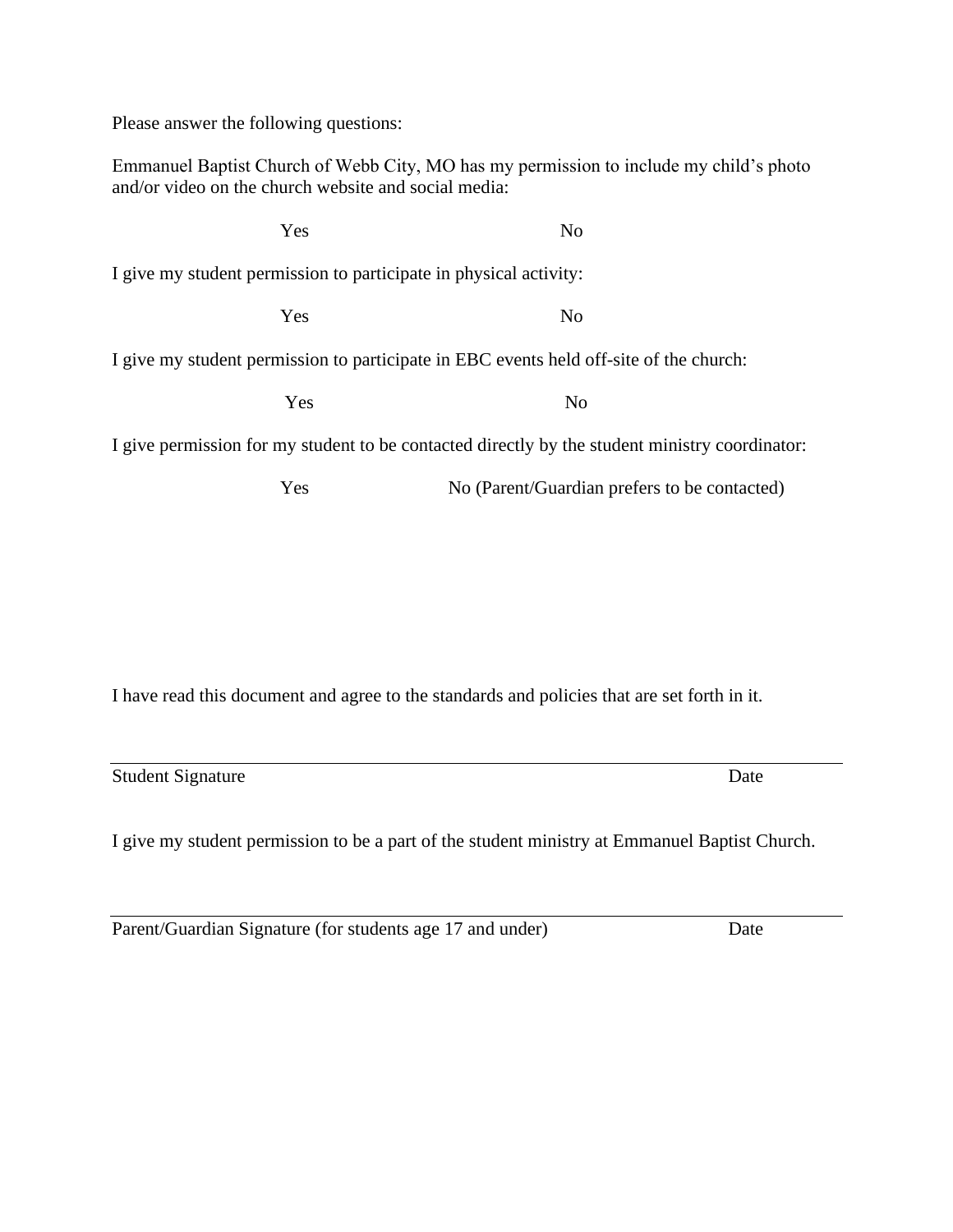Please answer the following questions:

Emmanuel Baptist Church of Webb City, MO has my permission to include my child's photo and/or video on the church website and social media:

Yes No

I give my student permission to participate in physical activity:

Yes No

I give my student permission to participate in EBC events held off-site of the church:

Yes No

I give permission for my student to be contacted directly by the student ministry coordinator:

Yes No (Parent/Guardian prefers to be contacted)

I have read this document and agree to the standards and policies that are set forth in it.

______________________________________________________________________

Student Signature Date

I give my student permission to be a part of the student ministry at Emmanuel Baptist Church.

______________________________________________________________________

Parent/Guardian Signature (for students age 17 and under) Date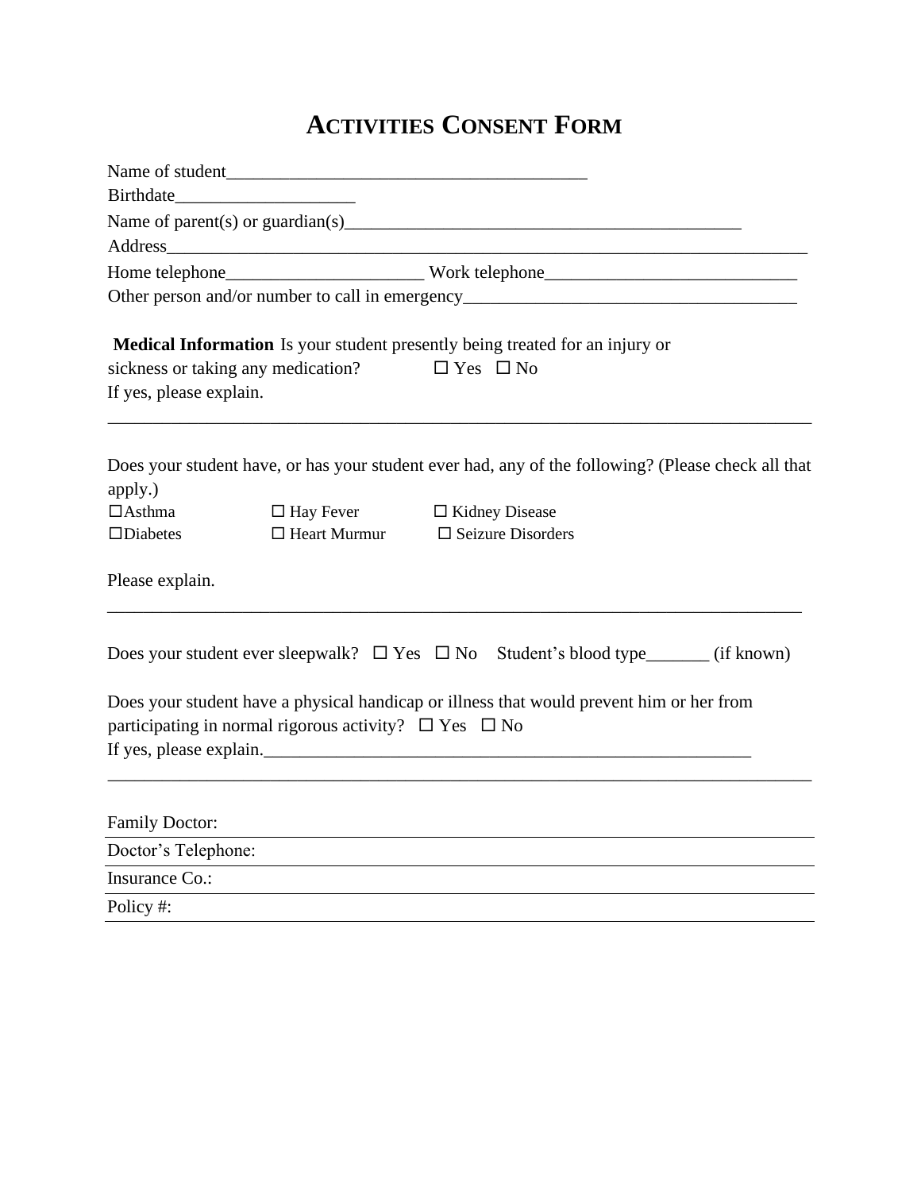# ACTIVITIES CONSENT FORM

Name of student________________________________________

Birthdate____________________

Name of parent(s) or guardian(s)____________________________________________

Address___________________________________________________________________

Home telephone______________________ Work telephone____________________________

Other person and/or number to call in emergency_____________________________________

**Medical Information** Is your student presently being treated for an injury or sickness or taking any medication? ☐ Yes ☐ No

If yes, please explain.

_______________________________________________________________________________

Does your student have, or has your student ever had, any of the following? (Please check all that apply.)

| | | |
|---|---|---|
| ☐Asthma | ☐ Hay Fever | ☐ Kidney Disease |
| ☐Diabetes | ☐ Heart Murmur | ☐ Seizure Disorders |

Please explain.

_______________________________________________________________________________

Does your student ever sleepwalk? ☐ Yes ☐ No Student's blood type_______ (if known)

Does your student have a physical handicap or illness that would prevent him or her from participating in normal rigorous activity? ☐ Yes ☐ No

If yes, please explain.__________________________________________________________

_______________________________________________________________________________

Family Doctor: ____________________________________________

Doctor's Telephone: ____________________________________________

Insurance Co.: ____________________________________________

Policy #: ____________________________________________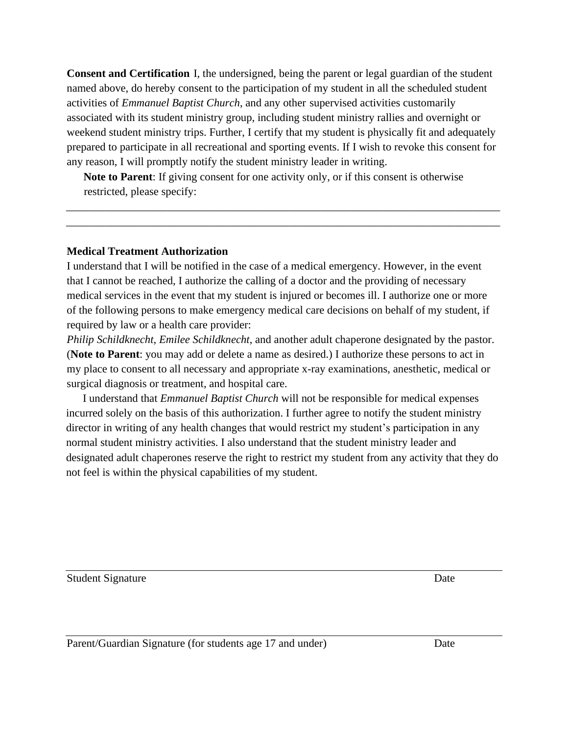**Consent and Certification** I, the undersigned, being the parent or legal guardian of the student named above, do hereby consent to the participation of my student in all the scheduled student activities of *Emmanuel Baptist Church*, and any other supervised activities customarily associated with its student ministry group, including student ministry rallies and overnight or weekend student ministry trips. Further, I certify that my student is physically fit and adequately prepared to participate in all recreational and sporting events. If I wish to revoke this consent for any reason, I will promptly notify the student ministry leader in writing.

**Note to Parent**: If giving consent for one activity only, or if this consent is otherwise restricted, please specify:

________________________________________________________________________________

________________________________________________________________________________

**Medical Treatment Authorization**

I understand that I will be notified in the case of a medical emergency. However, in the event that I cannot be reached, I authorize the calling of a doctor and the providing of necessary medical services in the event that my student is injured or becomes ill. I authorize one or more of the following persons to make emergency medical care decisions on behalf of my student, if required by law or a health care provider:

*Philip Schildknecht, Emilee Schildknecht,* and another adult chaperone designated by the pastor. (**Note to Parent**: you may add or delete a name as desired.) I authorize these persons to act in my place to consent to all necessary and appropriate x-ray examinations, anesthetic, medical or surgical diagnosis or treatment, and hospital care.

I understand that *Emmanuel Baptist Church* will not be responsible for medical expenses incurred solely on the basis of this authorization. I further agree to notify the student ministry director in writing of any health changes that would restrict my student's participation in any normal student ministry activities. I also understand that the student ministry leader and designated adult chaperones reserve the right to restrict my student from any activity that they do not feel is within the physical capabilities of my student.

________________________________________________________________________________

Student Signature                                                                                    Date

________________________________________________________________________________

Parent/Guardian Signature (for students age 17 and under)                    Date